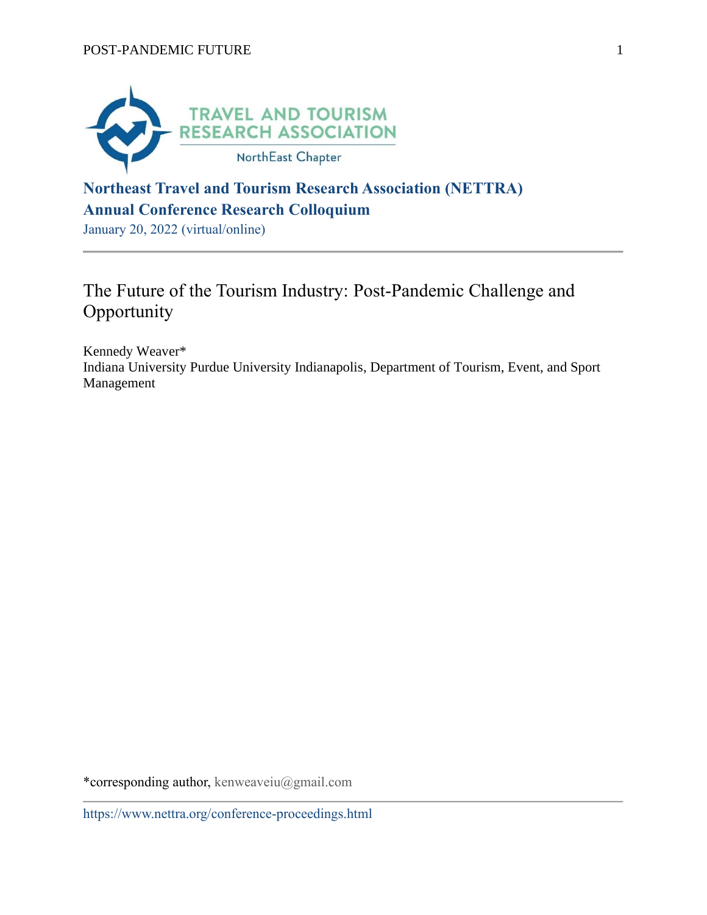**Northeast Travel and Tourism Research Association (NETTRA)**
**Annual Conference Research Colloquium**
January 20, 2022 (virtual/online)

---

# The Future of the Tourism Industry: Post-Pandemic Challenge and Opportunity

Kennedy Weaver*
Indiana University Purdue University Indianapolis, Department of Tourism, Event, and Sport Management

*corresponding author, kenweaveiu@gmail.com

---

https://www.nettra.org/conference-proceedings.html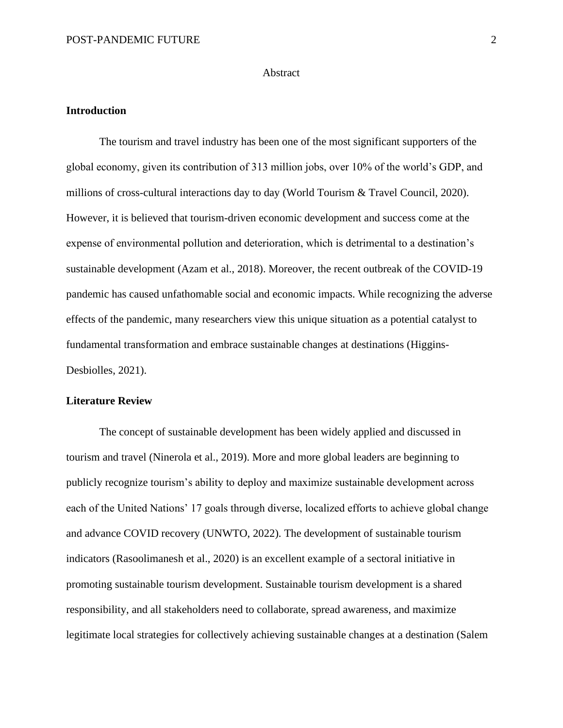Abstract

**Introduction**

The tourism and travel industry has been one of the most significant supporters of the global economy, given its contribution of 313 million jobs, over 10% of the world's GDP, and millions of cross-cultural interactions day to day (World Tourism & Travel Council, 2020). However, it is believed that tourism-driven economic development and success come at the expense of environmental pollution and deterioration, which is detrimental to a destination's sustainable development (Azam et al., 2018). Moreover, the recent outbreak of the COVID-19 pandemic has caused unfathomable social and economic impacts. While recognizing the adverse effects of the pandemic, many researchers view this unique situation as a potential catalyst to fundamental transformation and embrace sustainable changes at destinations (Higgins-Desbiolles, 2021).

**Literature Review**

The concept of sustainable development has been widely applied and discussed in tourism and travel (Ninerola et al., 2019). More and more global leaders are beginning to publicly recognize tourism's ability to deploy and maximize sustainable development across each of the United Nations' 17 goals through diverse, localized efforts to achieve global change and advance COVID recovery (UNWTO, 2022). The development of sustainable tourism indicators (Rasoolimanesh et al., 2020) is an excellent example of a sectoral initiative in promoting sustainable tourism development. Sustainable tourism development is a shared responsibility, and all stakeholders need to collaborate, spread awareness, and maximize legitimate local strategies for collectively achieving sustainable changes at a destination (Salem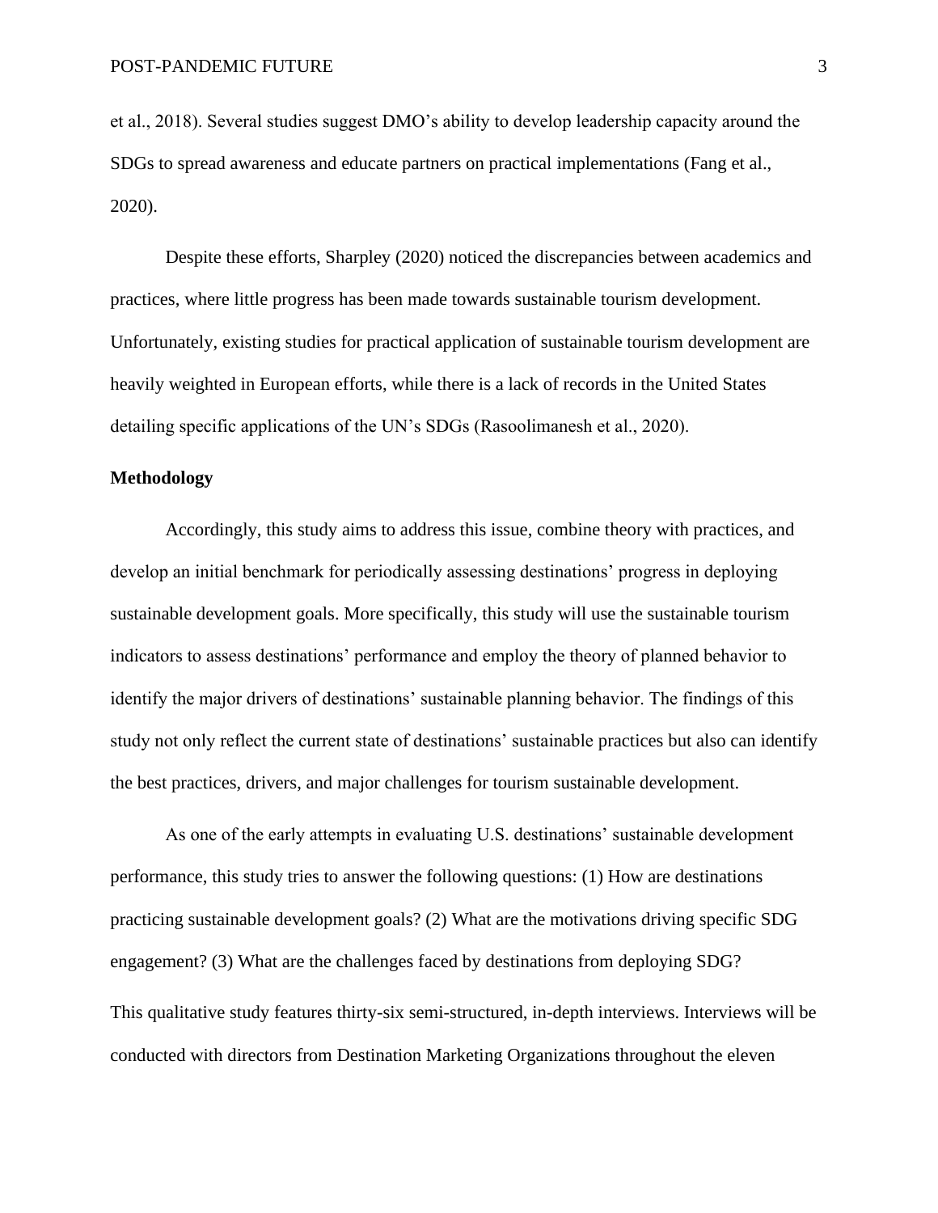et al., 2018). Several studies suggest DMO's ability to develop leadership capacity around the SDGs to spread awareness and educate partners on practical implementations (Fang et al., 2020).

Despite these efforts, Sharpley (2020) noticed the discrepancies between academics and practices, where little progress has been made towards sustainable tourism development. Unfortunately, existing studies for practical application of sustainable tourism development are heavily weighted in European efforts, while there is a lack of records in the United States detailing specific applications of the UN's SDGs (Rasoolimanesh et al., 2020).

**Methodology**

Accordingly, this study aims to address this issue, combine theory with practices, and develop an initial benchmark for periodically assessing destinations' progress in deploying sustainable development goals. More specifically, this study will use the sustainable tourism indicators to assess destinations' performance and employ the theory of planned behavior to identify the major drivers of destinations' sustainable planning behavior. The findings of this study not only reflect the current state of destinations' sustainable practices but also can identify the best practices, drivers, and major challenges for tourism sustainable development.

As one of the early attempts in evaluating U.S. destinations' sustainable development performance, this study tries to answer the following questions: (1) How are destinations practicing sustainable development goals? (2) What are the motivations driving specific SDG engagement? (3) What are the challenges faced by destinations from deploying SDG?

This qualitative study features thirty-six semi-structured, in-depth interviews. Interviews will be conducted with directors from Destination Marketing Organizations throughout the eleven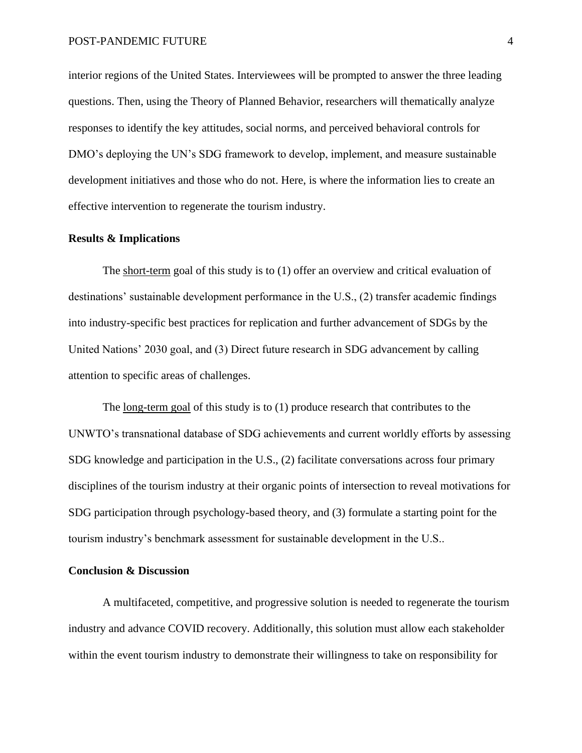interior regions of the United States. Interviewees will be prompted to answer the three leading questions. Then, using the Theory of Planned Behavior, researchers will thematically analyze responses to identify the key attitudes, social norms, and perceived behavioral controls for DMO's deploying the UN's SDG framework to develop, implement, and measure sustainable development initiatives and those who do not. Here, is where the information lies to create an effective intervention to regenerate the tourism industry.

**Results & Implications**

The <u>short-term</u> goal of this study is to (1) offer an overview and critical evaluation of destinations' sustainable development performance in the U.S., (2) transfer academic findings into industry-specific best practices for replication and further advancement of SDGs by the United Nations' 2030 goal, and (3) Direct future research in SDG advancement by calling attention to specific areas of challenges.

The <u>long-term goal</u> of this study is to (1) produce research that contributes to the UNWTO's transnational database of SDG achievements and current worldly efforts by assessing SDG knowledge and participation in the U.S., (2) facilitate conversations across four primary disciplines of the tourism industry at their organic points of intersection to reveal motivations for SDG participation through psychology-based theory, and (3) formulate a starting point for the tourism industry's benchmark assessment for sustainable development in the U.S..

**Conclusion & Discussion**

A multifaceted, competitive, and progressive solution is needed to regenerate the tourism industry and advance COVID recovery. Additionally, this solution must allow each stakeholder within the event tourism industry to demonstrate their willingness to take on responsibility for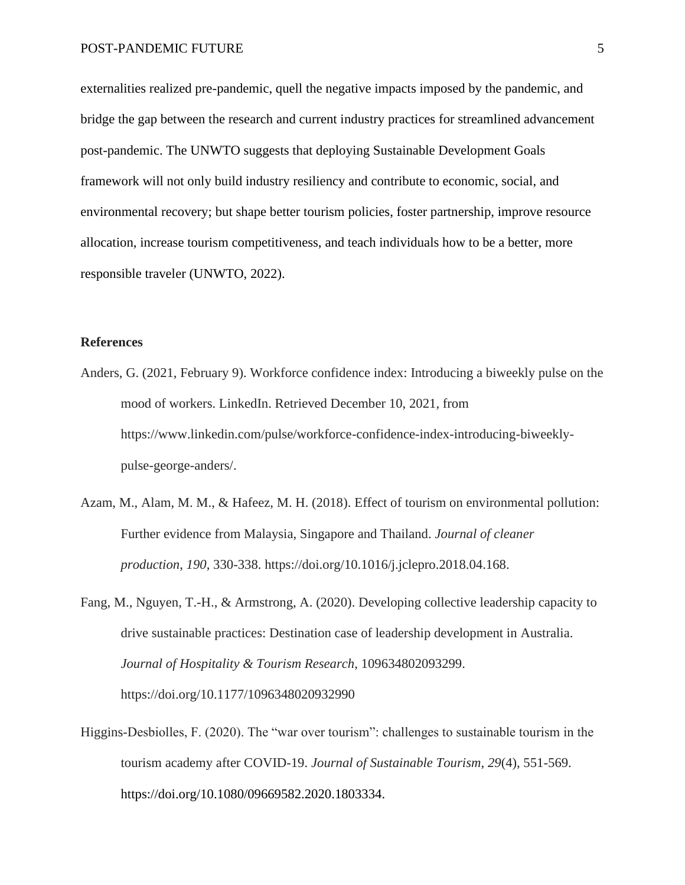externalities realized pre-pandemic, quell the negative impacts imposed by the pandemic, and bridge the gap between the research and current industry practices for streamlined advancement post-pandemic. The UNWTO suggests that deploying Sustainable Development Goals framework will not only build industry resiliency and contribute to economic, social, and environmental recovery; but shape better tourism policies, foster partnership, improve resource allocation, increase tourism competitiveness, and teach individuals how to be a better, more responsible traveler (UNWTO, 2022).

**References**

Anders, G. (2021, February 9). Workforce confidence index: Introducing a biweekly pulse on the mood of workers. LinkedIn. Retrieved December 10, 2021, from https://www.linkedin.com/pulse/workforce-confidence-index-introducing-biweekly-pulse-george-anders/.

Azam, M., Alam, M. M., & Hafeez, M. H. (2018). Effect of tourism on environmental pollution: Further evidence from Malaysia, Singapore and Thailand. *Journal of cleaner production*, *190*, 330-338. https://doi.org/10.1016/j.jclepro.2018.04.168.

Fang, M., Nguyen, T.-H., & Armstrong, A. (2020). Developing collective leadership capacity to drive sustainable practices: Destination case of leadership development in Australia. *Journal of Hospitality & Tourism Research*, 109634802093299. https://doi.org/10.1177/1096348020932990

Higgins-Desbiolles, F. (2020). The "war over tourism": challenges to sustainable tourism in the tourism academy after COVID-19. *Journal of Sustainable Tourism*, *29*(4), 551-569. https://doi.org/10.1080/09669582.2020.1803334.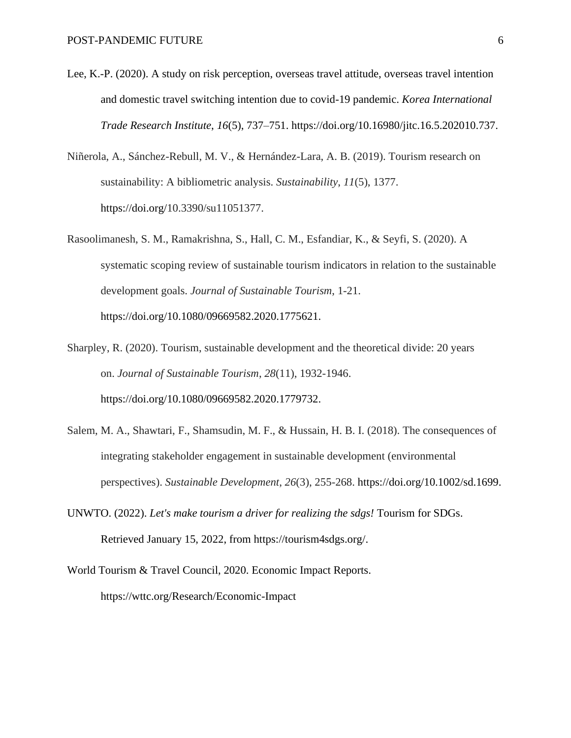Lee, K.-P. (2020). A study on risk perception, overseas travel attitude, overseas travel intention and domestic travel switching intention due to covid-19 pandemic. *Korea International Trade Research Institute*, *16*(5), 737–751. https://doi.org/10.16980/jitc.16.5.202010.737.

Niñerola, A., Sánchez-Rebull, M. V., & Hernández-Lara, A. B. (2019). Tourism research on sustainability: A bibliometric analysis. *Sustainability*, *11*(5), 1377. https://doi.org/10.3390/su11051377.

Rasoolimanesh, S. M., Ramakrishna, S., Hall, C. M., Esfandiar, K., & Seyfi, S. (2020). A systematic scoping review of sustainable tourism indicators in relation to the sustainable development goals. *Journal of Sustainable Tourism*, 1-21. https://doi.org/10.1080/09669582.2020.1775621.

Sharpley, R. (2020). Tourism, sustainable development and the theoretical divide: 20 years on. *Journal of Sustainable Tourism*, *28*(11), 1932-1946. https://doi.org/10.1080/09669582.2020.1779732.

Salem, M. A., Shawtari, F., Shamsudin, M. F., & Hussain, H. B. I. (2018). The consequences of integrating stakeholder engagement in sustainable development (environmental perspectives). *Sustainable Development*, *26*(3), 255-268. https://doi.org/10.1002/sd.1699.

UNWTO. (2022). *Let's make tourism a driver for realizing the sdgs!* Tourism for SDGs. Retrieved January 15, 2022, from https://tourism4sdgs.org/.

World Tourism & Travel Council, 2020. Economic Impact Reports. https://wttc.org/Research/Economic-Impact